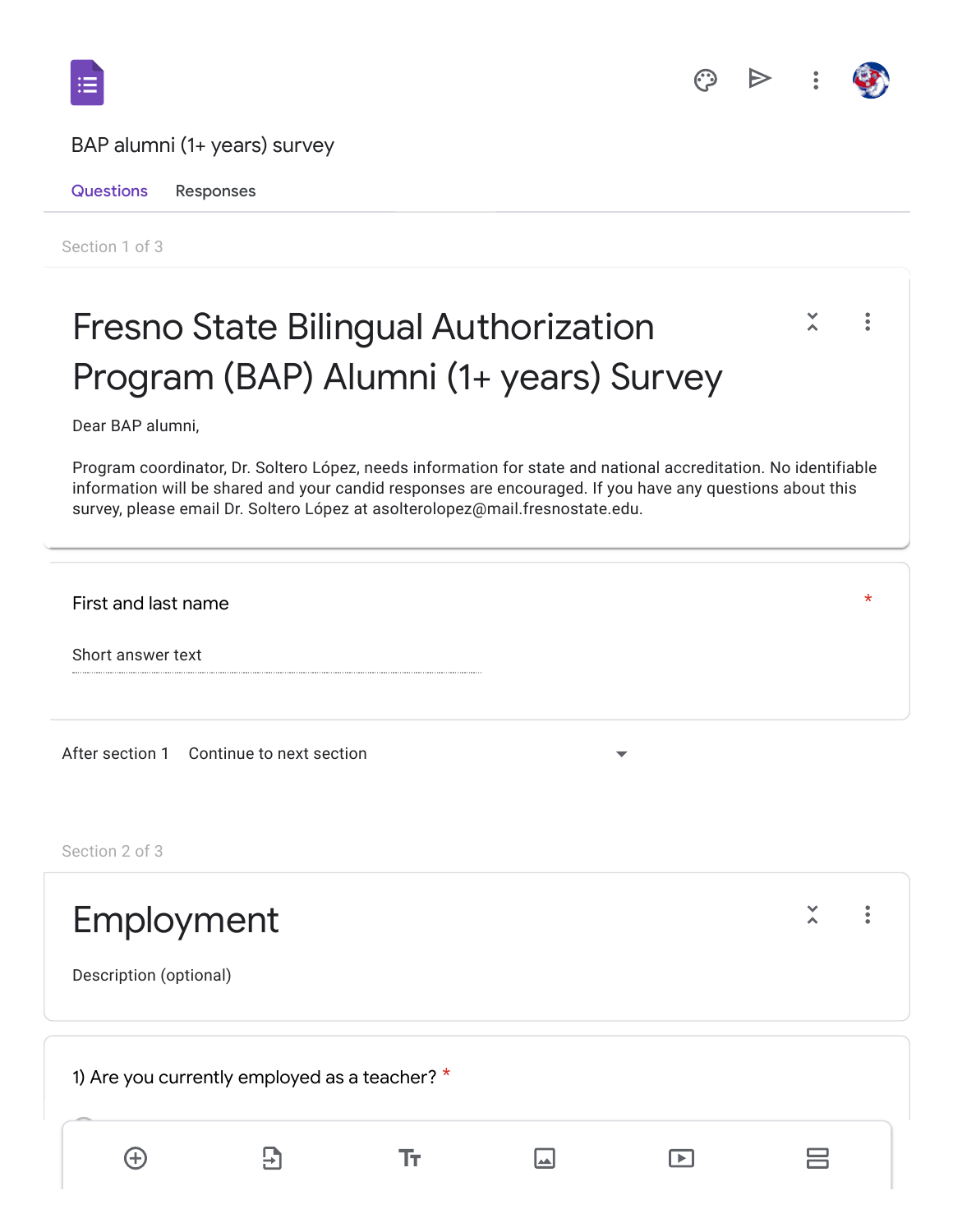BAP alumni (1+ years) survey

Questions    Responses

Section 1 of 3

# Fresno State Bilingual Authorization Program (BAP) Alumni (1+ years) Survey

Dear BAP alumni,

Program coordinator, Dr. Soltero López, needs information for state and national accreditation. No identifiable information will be shared and your candid responses are encouraged. If you have any questions about this survey, please email Dr. Soltero López at asolterolopez@mail.fresnostate.edu.

First and last name *

Short answer text

After section 1    Continue to next section

Section 2 of 3

## Employment

Description (optional)

1) Are you currently employed as a teacher? *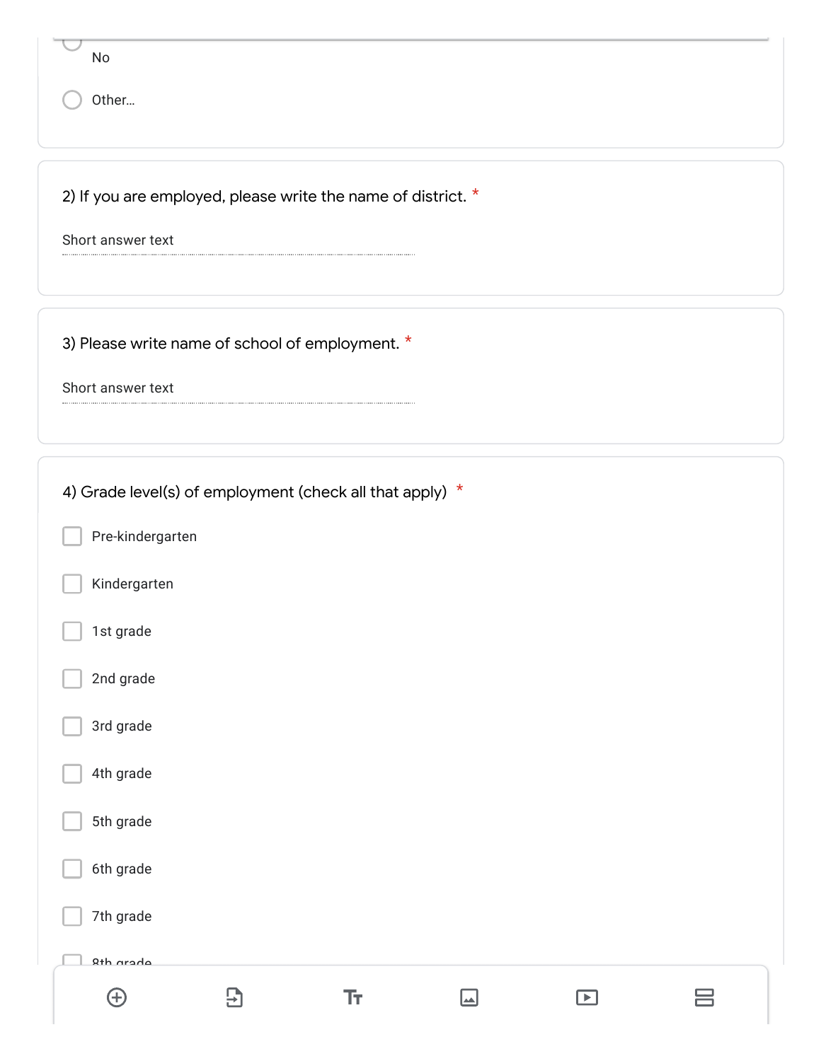- No
- Other...

2) If you are employed, please write the name of district. *

Short answer text

3) Please write name of school of employment. *

Short answer text

4) Grade level(s) of employment (check all that apply) *

- [ ] Pre-kindergarten
- [ ] Kindergarten
- [ ] 1st grade
- [ ] 2nd grade
- [ ] 3rd grade
- [ ] 4th grade
- [ ] 5th grade
- [ ] 6th grade
- [ ] 7th grade
- [ ] 8th grade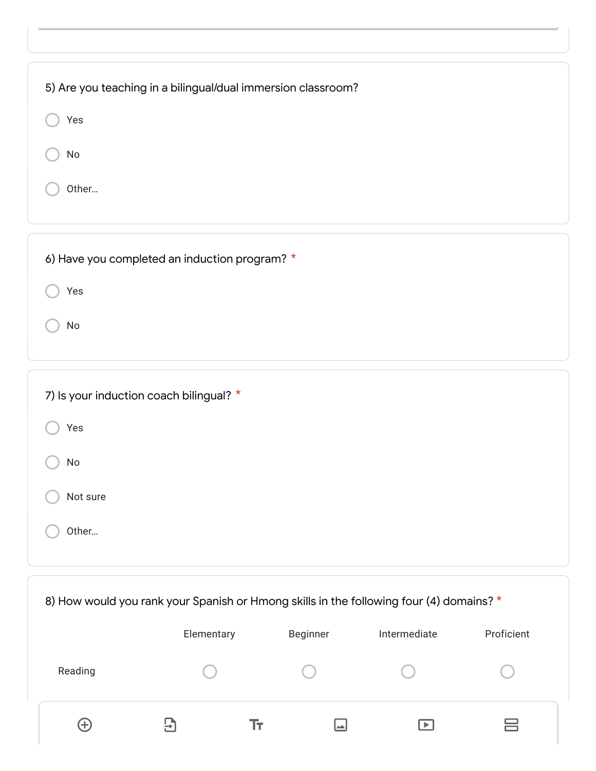5) Are you teaching in a bilingual/dual immersion classroom?

- Yes
- No
- Other...

6) Have you completed an induction program? *

- Yes
- No

7) Is your induction coach bilingual? *

- Yes
- No
- Not sure
- Other...

8) How would you rank your Spanish or Hmong skills in the following four (4) domains? *

| | Elementary | Beginner | Intermediate | Proficient |
|---|---|---|---|---|
| Reading | ○ | ○ | ○ | ○ |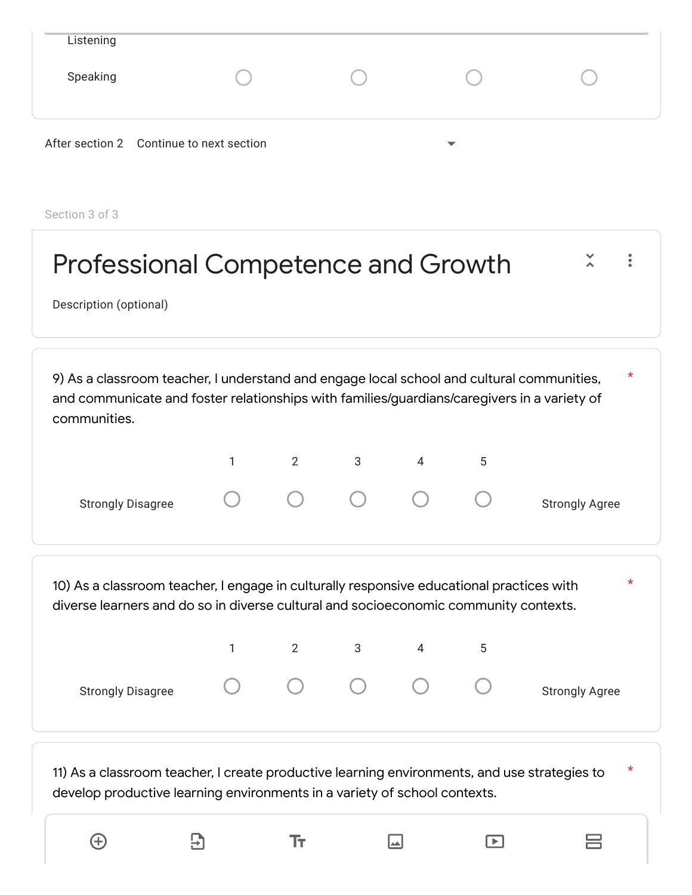Listening

Speaking ○ ○ ○ ○

After section 2 Continue to next section

Section 3 of 3

# Professional Competence and Growth

Description (optional)

9) As a classroom teacher, I understand and engage local school and cultural communities, and communicate and foster relationships with families/guardians/caregivers in a variety of communities. *

| | 1 | 2 | 3 | 4 | 5 | |
|---|---|---|---|---|---|---|
| Strongly Disagree | ○ | ○ | ○ | ○ | ○ | Strongly Agree |

10) As a classroom teacher, I engage in culturally responsive educational practices with diverse learners and do so in diverse cultural and socioeconomic community contexts. *

| | 1 | 2 | 3 | 4 | 5 | |
|---|---|---|---|---|---|---|
| Strongly Disagree | ○ | ○ | ○ | ○ | ○ | Strongly Agree |

11) As a classroom teacher, I create productive learning environments, and use strategies to develop productive learning environments in a variety of school contexts. *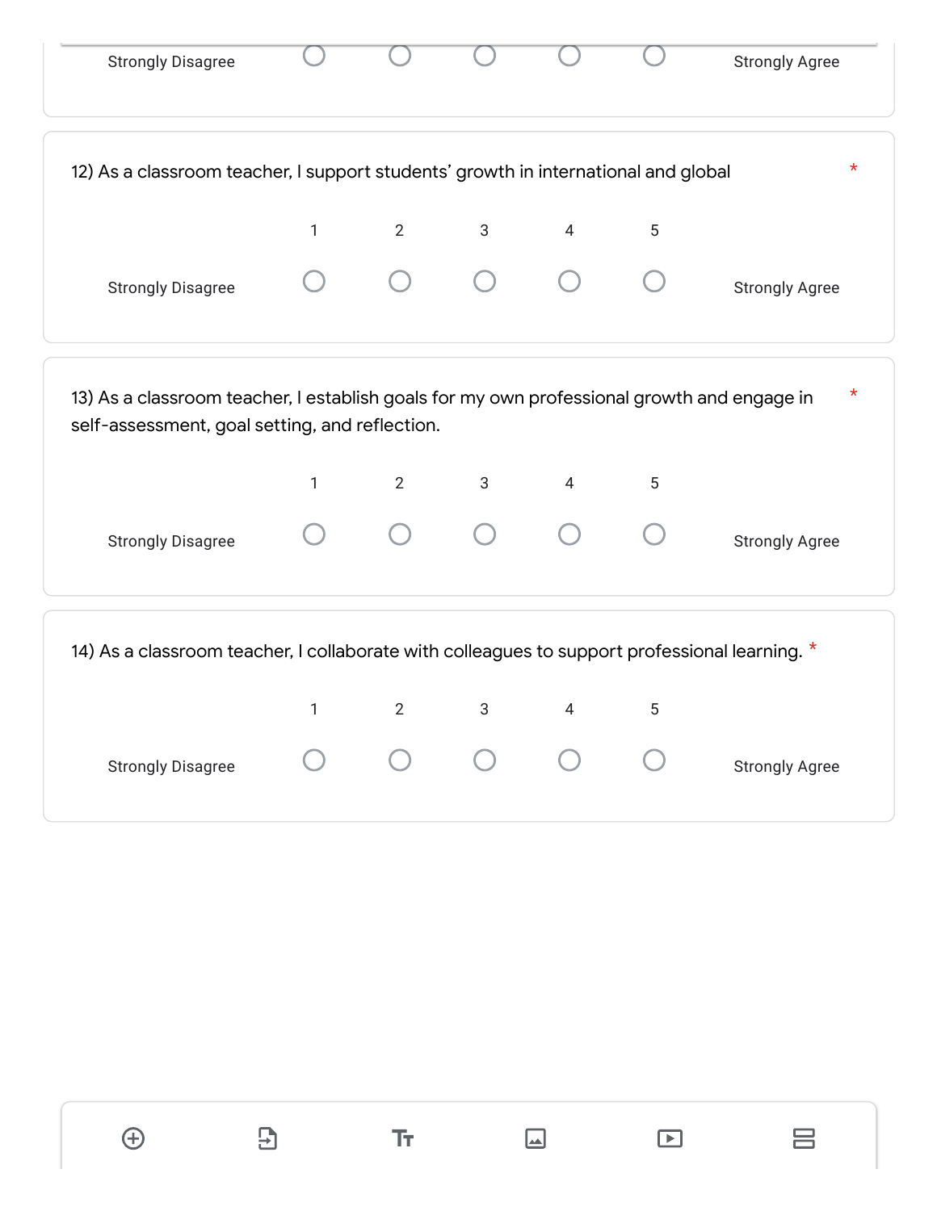Strongly Disagree ○ ○ ○ ○ ○ Strongly Agree

12) As a classroom teacher, I support students' growth in international and global *

| | 1 | 2 | 3 | 4 | 5 | |
|---|---|---|---|---|---|---|
| Strongly Disagree | ○ | ○ | ○ | ○ | ○ | Strongly Agree |

13) As a classroom teacher, I establish goals for my own professional growth and engage in self-assessment, goal setting, and reflection. *

| | 1 | 2 | 3 | 4 | 5 | |
|---|---|---|---|---|---|---|
| Strongly Disagree | ○ | ○ | ○ | ○ | ○ | Strongly Agree |

14) As a classroom teacher, I collaborate with colleagues to support professional learning. *

| | 1 | 2 | 3 | 4 | 5 | |
|---|---|---|---|---|---|---|
| Strongly Disagree | ○ | ○ | ○ | ○ | ○ | Strongly Agree |